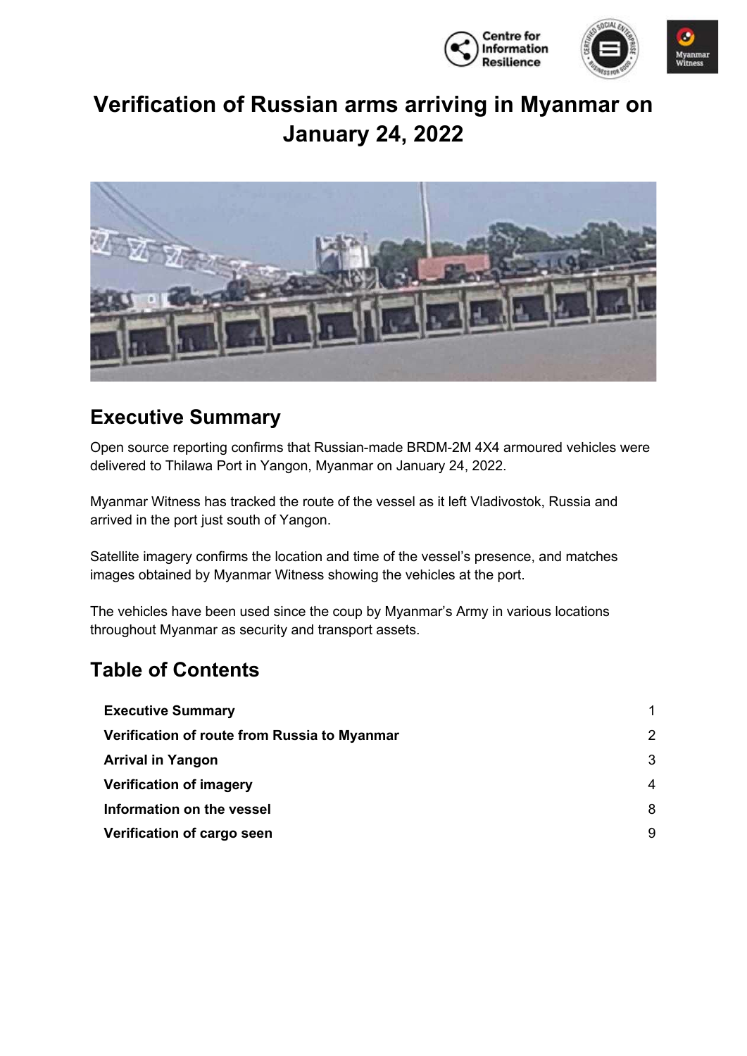# Verification of Russian arms arriving in Myanmar on January 24, 2022

## Executive Summary

Open source reporting confirms that Russian-made BRDM-2M 4X4 armoured vehicles were delivered to Thilawa Port in Yangon, Myanmar on January 24, 2022.

Myanmar Witness has tracked the route of the vessel as it left Vladivostok, Russia and arrived in the port just south of Yangon.

Satellite imagery confirms the location and time of the vessel's presence, and matches images obtained by Myanmar Witness showing the vehicles at the port.

The vehicles have been used since the coup by Myanmar's Army in various locations throughout Myanmar as security and transport assets.

## Table of Contents

| | |
|---|---|
| **Executive Summary** | 1 |
| **Verification of route from Russia to Myanmar** | 2 |
| **Arrival in Yangon** | 3 |
| **Verification of imagery** | 4 |
| **Information on the vessel** | 8 |
| **Verification of cargo seen** | 9 |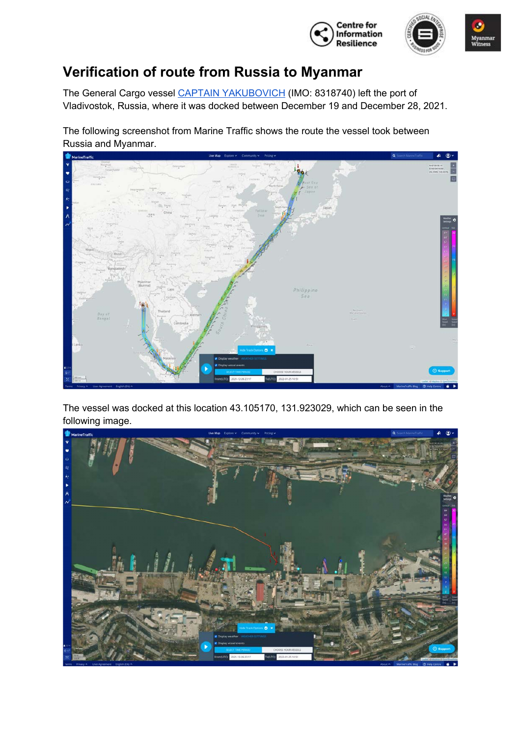# Verification of route from Russia to Myanmar

The General Cargo vessel [CAPTAIN YAKUBOVICH](#) (IMO: 8318740) left the port of Vladivostok, Russia, where it was docked between December 19 and December 28, 2021.

The following screenshot from Marine Traffic shows the route the vessel took between Russia and Myanmar.

The vessel was docked at this location 43.105170, 131.923029, which can be seen in the following image.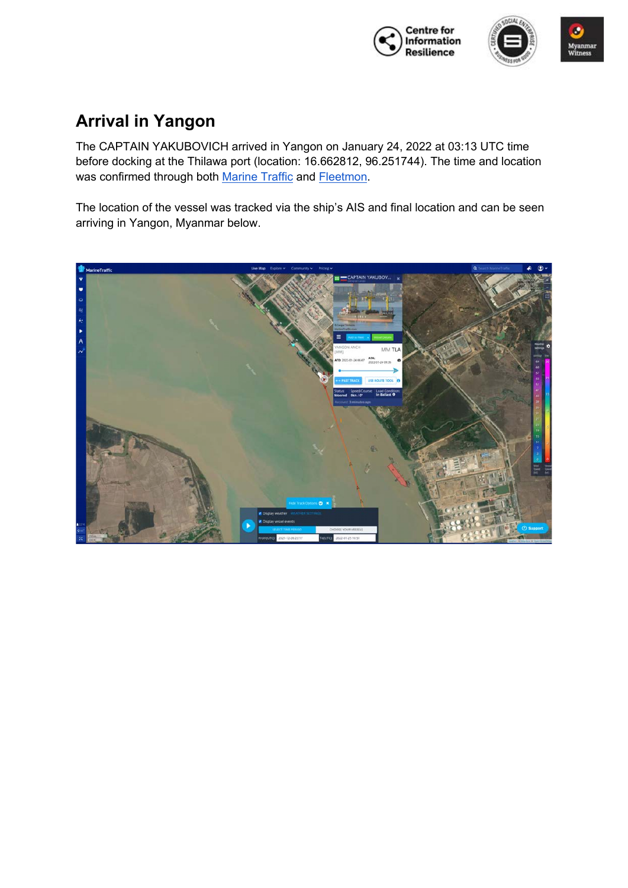## Arrival in Yangon

The CAPTAIN YAKUBOVICH arrived in Yangon on January 24, 2022 at 03:13 UTC time before docking at the Thilawa port (location: 16.662812, 96.251744). The time and location was confirmed through both [Marine Traffic] and [Fleetmon].

The location of the vessel was tracked via the ship's AIS and final location and can be seen arriving in Yangon, Myanmar below.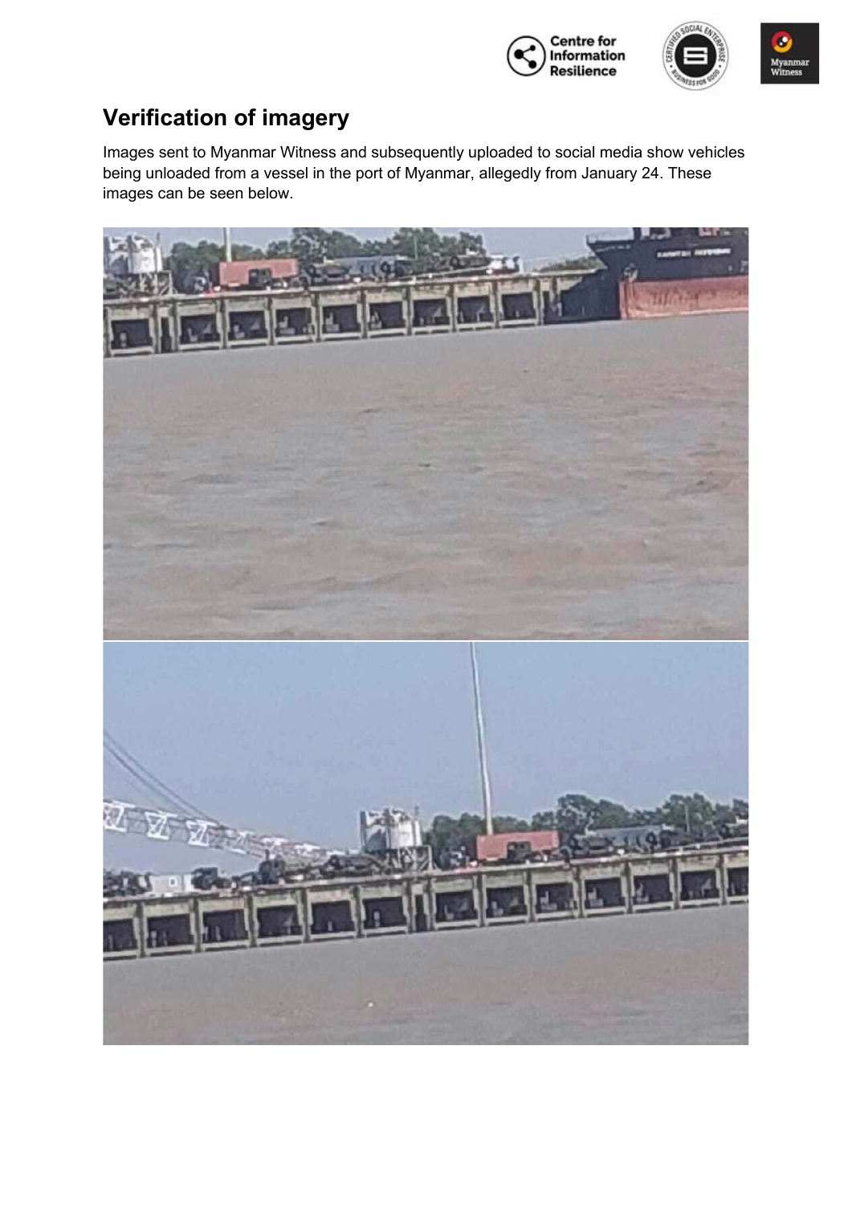## Verification of imagery

Images sent to Myanmar Witness and subsequently uploaded to social media show vehicles being unloaded from a vessel in the port of Myanmar, allegedly from January 24. These images can be seen below.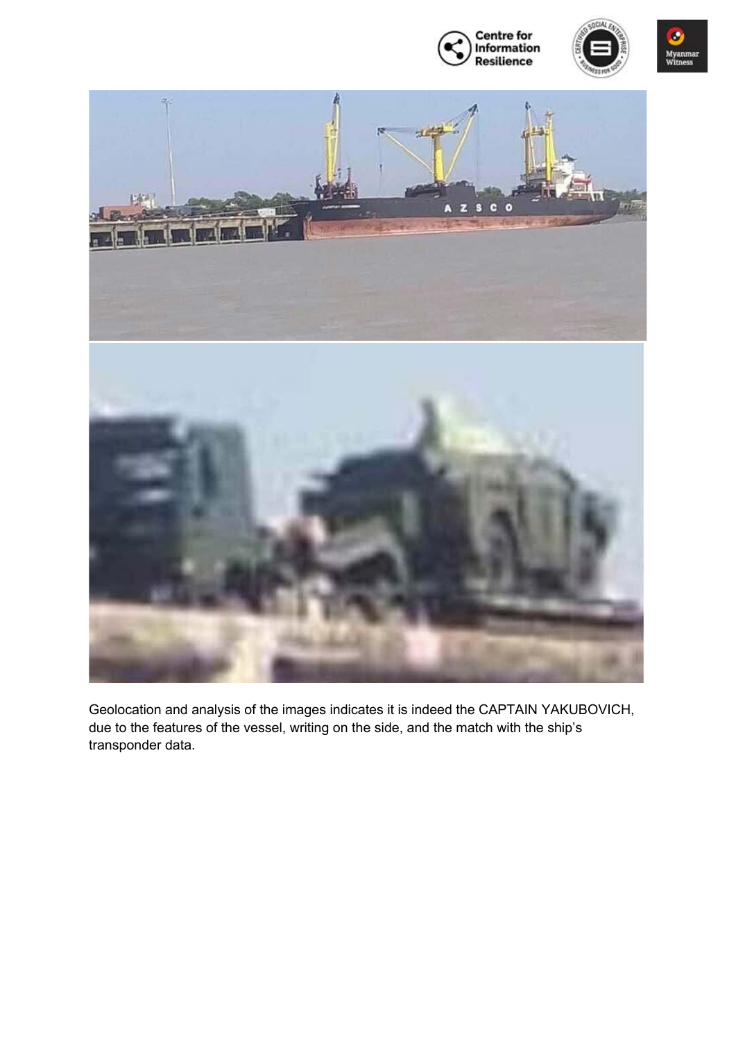Geolocation and analysis of the images indicates it is indeed the CAPTAIN YAKUBOVICH, due to the features of the vessel, writing on the side, and the match with the ship's transponder data.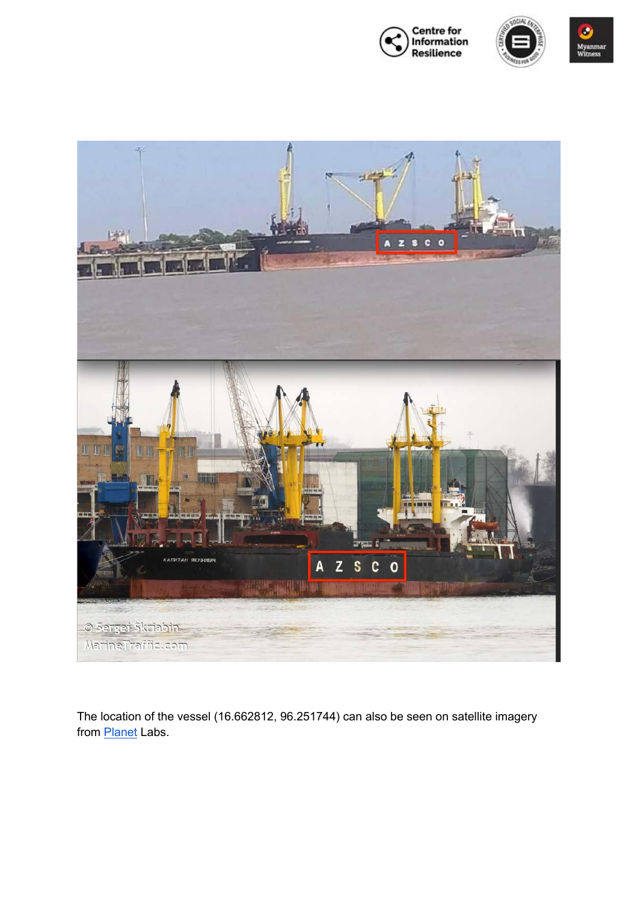The location of the vessel (16.662812, 96.251744) can also be seen on satellite imagery from [Planet](Planet) Labs.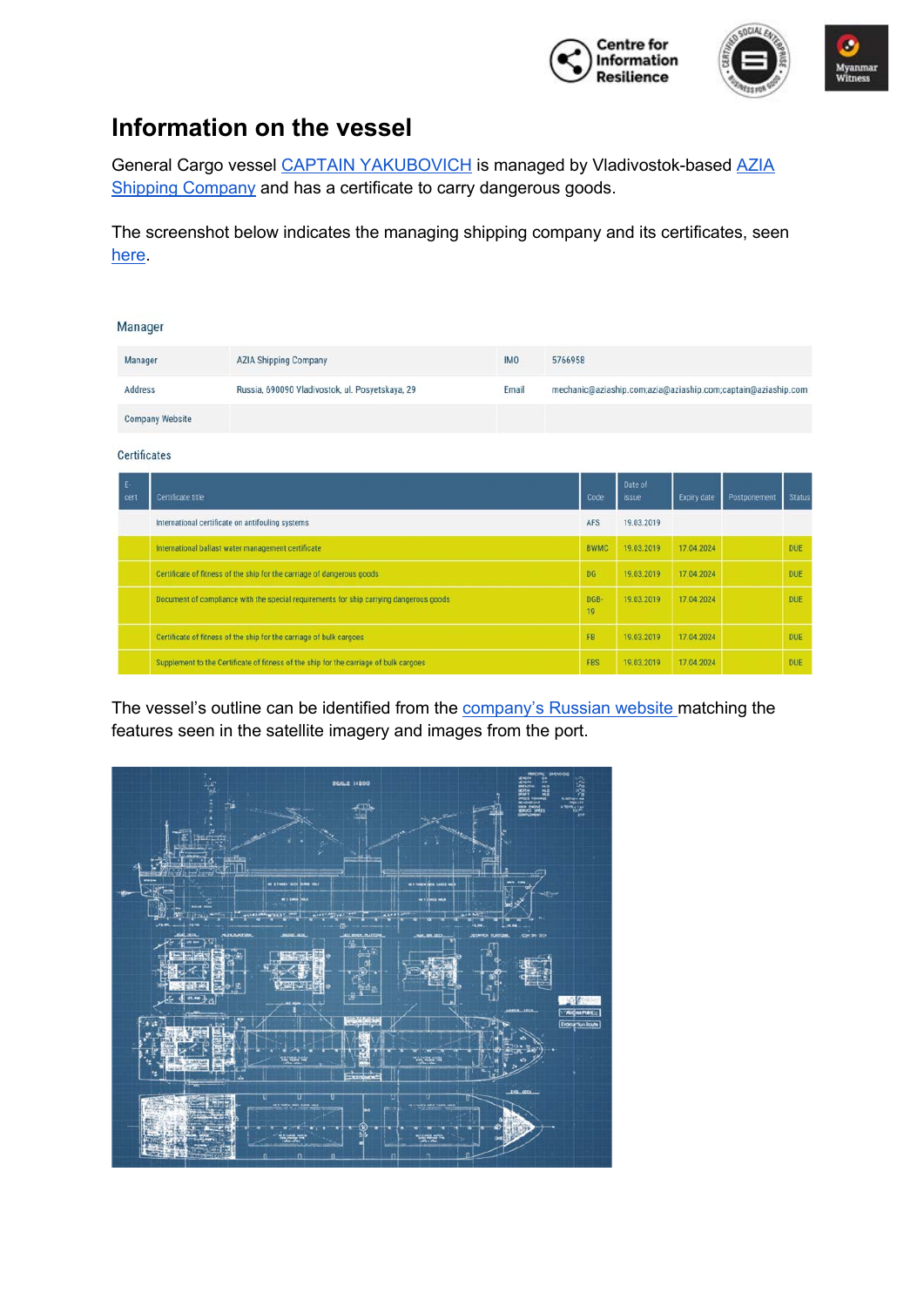# Information on the vessel

General Cargo vessel CAPTAIN YAKUBOVICH is managed by Vladivostok-based AZIA Shipping Company and has a certificate to carry dangerous goods.

The screenshot below indicates the managing shipping company and its certificates, seen here.

Manager

| | | | |
|---|---|---|---|
| Manager | AZIA Shipping Company | IMO | 5766958 |
| Address | Russia, 690090 Vladivostok, ul. Posyetskaya, 29 | Email | mechanic@aziaship.com;azia@aziaship.com;captain@aziaship.com |
| Company Website | | | |

Certificates

| E-cert | Certificate title | Code | Date of issue | Expiry date | Postponement | Status |
|---|---|---|---|---|---|---|
| | International certificate on antifouling systems | AFS | 19.03.2019 | | | |
| | International ballast water management certificate | BWMC | 19.03.2019 | 17.04.2024 | | DUE |
| | Certificate of fitness of the ship for the carriage of dangerous goods | DG | 19.03.2019 | 17.04.2024 | | DUE |
| | Document of compliance with the special requirements for ship carrying dangerous goods | DGB-19 | 19.03.2019 | 17.04.2024 | | DUE |
| | Certificate of fitness of the ship for the carriage of bulk cargoes | FB | 19.03.2019 | 17.04.2024 | | DUE |
| | Supplement to the Certificate of fitness of the ship for the carriage of bulk cargoes | FBS | 19.03.2019 | 17.04.2024 | | DUE |

The vessel's outline can be identified from the company's Russian website matching the features seen in the satellite imagery and images from the port.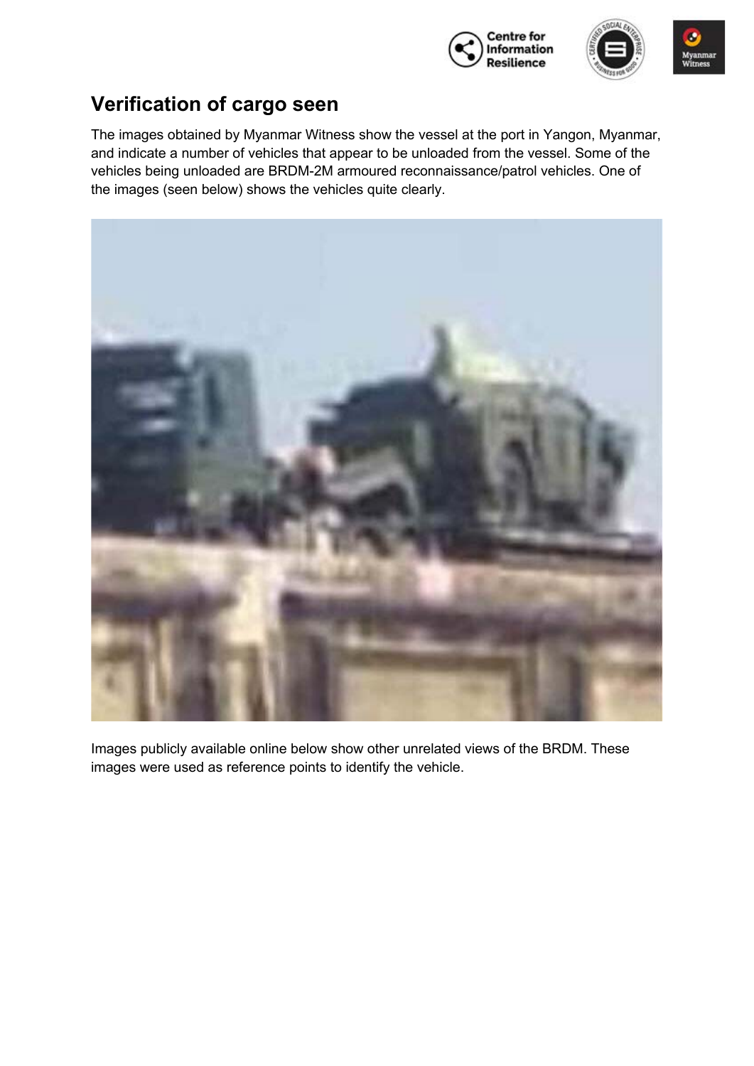## Verification of cargo seen

The images obtained by Myanmar Witness show the vessel at the port in Yangon, Myanmar, and indicate a number of vehicles that appear to be unloaded from the vessel. Some of the vehicles being unloaded are BRDM-2M armoured reconnaissance/patrol vehicles. One of the images (seen below) shows the vehicles quite clearly.

Images publicly available online below show other unrelated views of the BRDM. These images were used as reference points to identify the vehicle.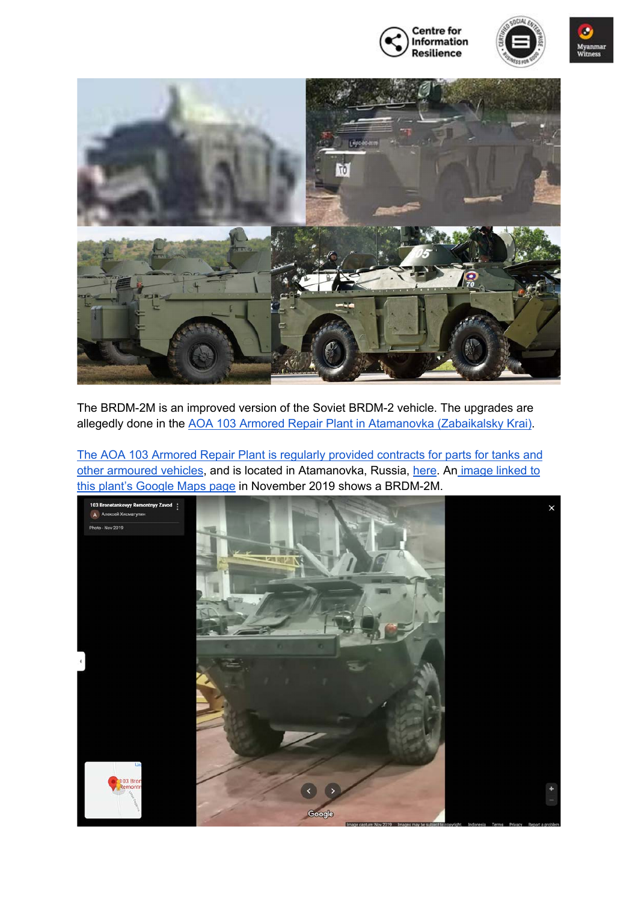The BRDM-2M is an improved version of the Soviet BRDM-2 vehicle. The upgrades are allegedly done in the AOA 103 Armored Repair Plant in Atamanovka (Zabaikalsky Krai).

The AOA 103 Armored Repair Plant is regularly provided contracts for parts for tanks and other armoured vehicles, and is located in Atamanovka, Russia, here. An image linked to this plant's Google Maps page in November 2019 shows a BRDM-2M.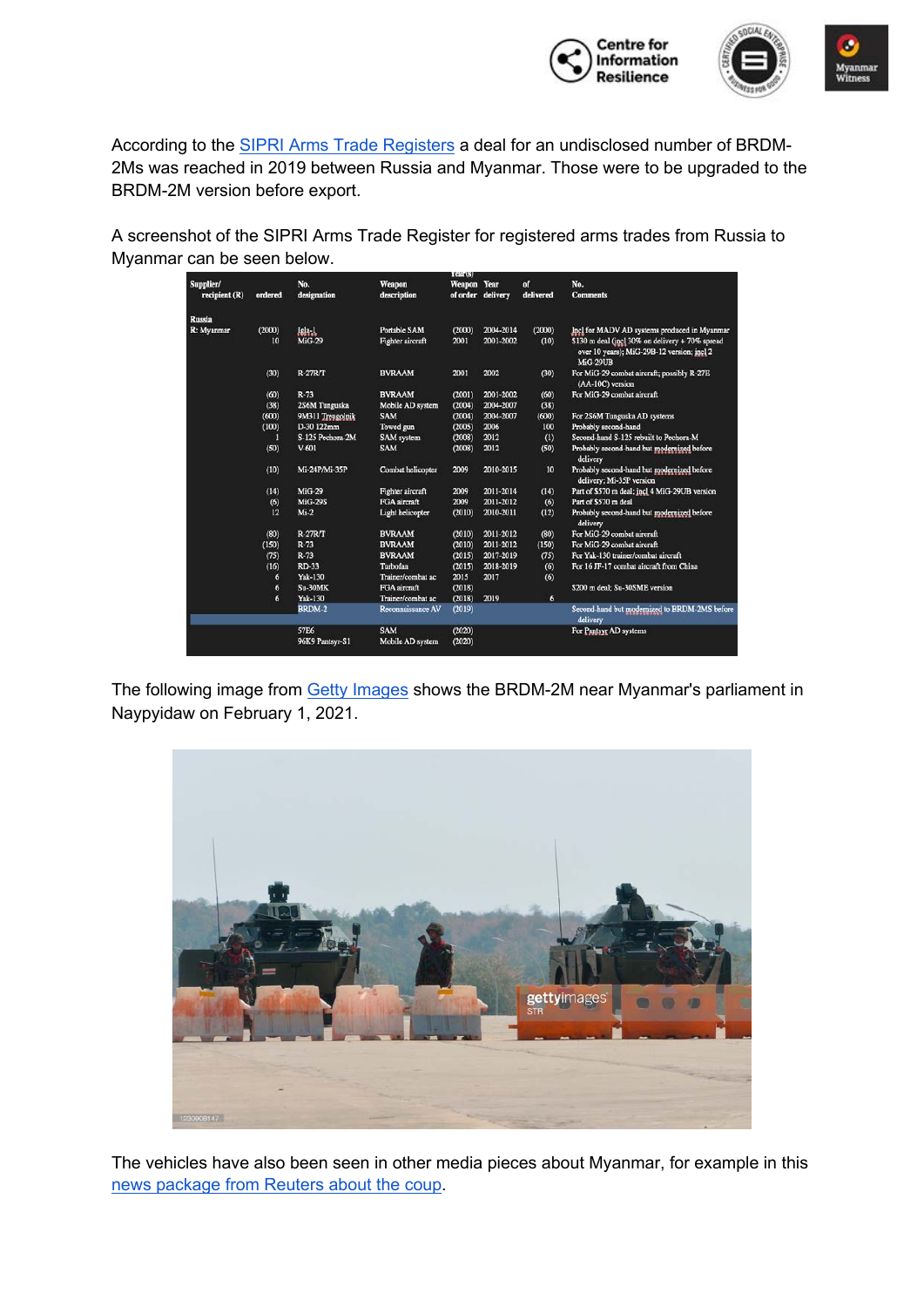According to the SIPRI Arms Trade Registers a deal for an undisclosed number of BRDM-2Ms was reached in 2019 between Russia and Myanmar. Those were to be upgraded to the BRDM-2M version before export.

A screenshot of the SIPRI Arms Trade Register for registered arms trades from Russia to Myanmar can be seen below.

| Supplier/ recipient (R) | No. ordered | Weapon designation | Weapon description | Year(s) of order | Year(s) of delivery | No. delivered | Comments |
|---|---|---|---|---|---|---|---|
| Russia | | | | | | | |
| R: Myanmar | (2000) | Igla-1 | Portable SAM | (2000) | 2004-2014 | (2000) | Incl for MADV AD systems produced in Myanmar |
| | 10 | MiG-29 | Fighter aircraft | 2001 | 2001-2002 | (10) | $130 m deal (incl 30% on delivery + 70% spread over 10 years); MiG-29B-12 version; incl 2 MiG-29UB |
| | (30) | R-27R/T | BVRAAM | 2001 | 2002 | (30) | For MiG-29 combat aircraft; possibly R-27E (AA-10C) version |
| | (60) | R-73 | BVRAAM | (2001) | 2001-2002 | (60) | For MiG-29 combat aircraft |
| | (38) | 2S6M Tunguska | Mobile AD system | (2004) | 2004-2007 | (38) | |
| | (600) | 9M311 Treugolnik | SAM | (2004) | 2004-2007 | (600) | For 2S6M Tunguska AD systems |
| | (100) | D-30 122mm | Towed gun | (2005) | 2006 | 100 | Probably second-hand |
| | 1 | S-125 Pechora-2M | SAM system | (2008) | 2012 | (1) | Second-hand S-125 rebuilt to Pechora-M |
| | (50) | V-601 | SAM | (2008) | 2012 | (50) | Probably second-hand but modernized before delivery |
| | (10) | Mi-24P/Mi-35P | Combat helicopter | 2009 | 2010-2015 | 10 | Probably second-hand but modernized before delivery; Mi-35P version |
| | (14) | MiG-29 | Fighter aircraft | 2009 | 2011-2014 | (14) | Part of $570 m deal; incl 4 MiG-29UB version |
| | (6) | MiG-29S | FGA aircraft | 2009 | 2011-2012 | (6) | Part of $570 m deal |
| | 12 | Mi-2 | Light helicopter | (2010) | 2010-2011 | (12) | Probably second-hand but modernized before delivery |
| | (80) | R-27R/T | BVRAAM | (2010) | 2011-2012 | (80) | For MiG-29 combat aircraft |
| | (150) | R-73 | BVRAAM | (2010) | 2011-2012 | (150) | For MiG-29 combat aircraft |
| | (75) | R-73 | BVRAAM | (2015) | 2017-2019 | (75) | For Yak-130 trainer/combat aircraft |
| | (16) | RD-33 | Turbofan | (2015) | 2018-2019 | (6) | For 16 JF-17 combat aircraft from China |
| | 6 | Yak-130 | Trainer/combat ac | 2015 | 2017 | (6) | |
| | 6 | Su-30MK | FGA aircraft | (2018) | | | $200 m deal; Su-30SME version |
| | 6 | Yak-130 | Trainer/combat ac | (2018) | 2019 | 6 | |
| | | BRDM-2 | Reconnaissance AV | (2019) | | | Second-hand but modernized to BRDM-2MS before delivery |
| | | 57E6 | SAM | (2020) | | | For Pantsyr AD systems |
| | | 96K9 Pantsyr-S1 | Mobile AD system | (2020) | | | |

The following image from Getty Images shows the BRDM-2M near Myanmar's parliament in Naypyidaw on February 1, 2021.

The vehicles have also been seen in other media pieces about Myanmar, for example in this news package from Reuters about the coup.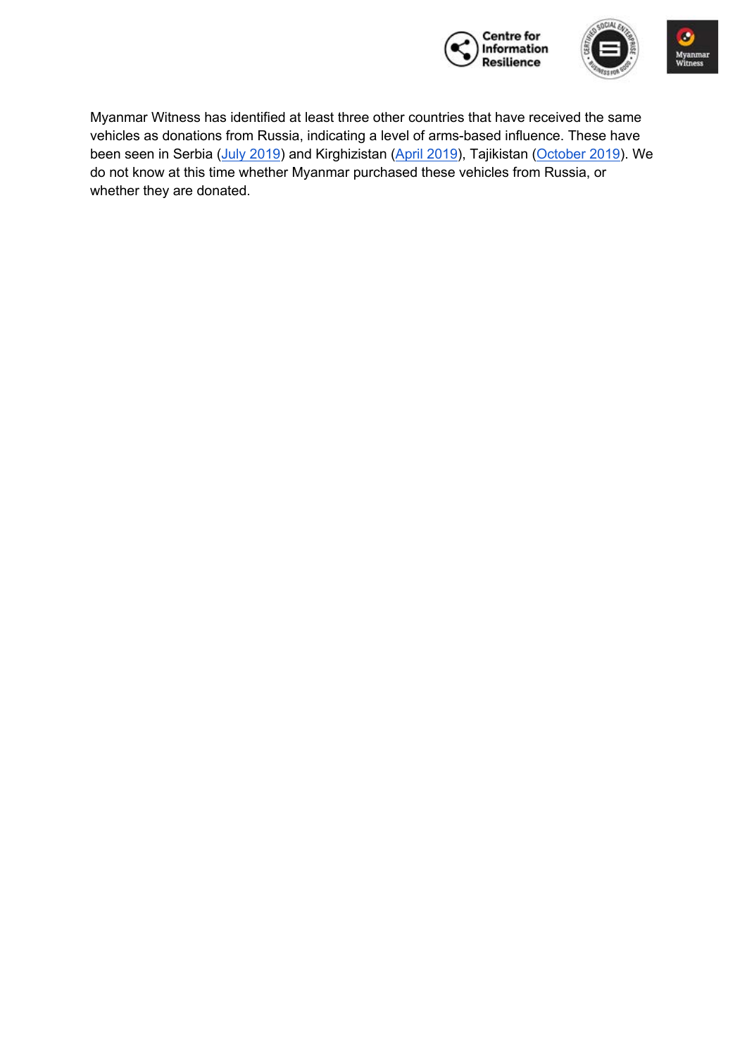Myanmar Witness has identified at least three other countries that have received the same vehicles as donations from Russia, indicating a level of arms-based influence. These have been seen in Serbia (July 2019) and Kirghizistan (April 2019), Tajikistan (October 2019). We do not know at this time whether Myanmar purchased these vehicles from Russia, or whether they are donated.